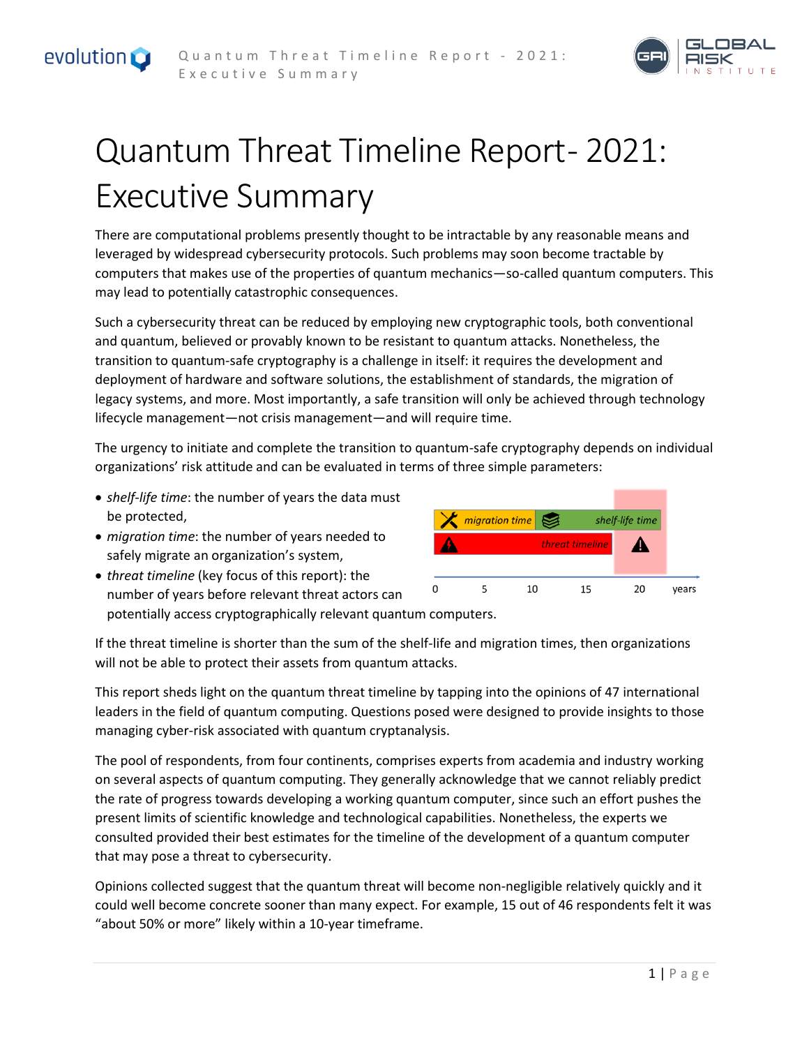# Quantum Threat Timeline Report- 2021: Executive Summary

There are computational problems presently thought to be intractable by any reasonable means and leveraged by widespread cybersecurity protocols. Such problems may soon become tractable by computers that makes use of the properties of quantum mechanics—so-called quantum computers. This may lead to potentially catastrophic consequences.

Such a cybersecurity threat can be reduced by employing new cryptographic tools, both conventional and quantum, believed or provably known to be resistant to quantum attacks. Nonetheless, the transition to quantum-safe cryptography is a challenge in itself: it requires the development and deployment of hardware and software solutions, the establishment of standards, the migration of legacy systems, and more. Most importantly, a safe transition will only be achieved through technology lifecycle management—not crisis management—and will require time.

The urgency to initiate and complete the transition to quantum-safe cryptography depends on individual organizations' risk attitude and can be evaluated in terms of three simple parameters:

- *shelf-life time*: the number of years the data must be protected,
- *migration time*: the number of years needed to safely migrate an organization's system,
- *threat timeline* (key focus of this report): the number of years before relevant threat actors can potentially access cryptographically relevant quantum computers.

migration time | shelf-life time | threat timeline | 0 | 5 | 10 | 15 | 20 | years

If the threat timeline is shorter than the sum of the shelf-life and migration times, then organizations will not be able to protect their assets from quantum attacks.

This report sheds light on the quantum threat timeline by tapping into the opinions of 47 international leaders in the field of quantum computing. Questions posed were designed to provide insights to those managing cyber-risk associated with quantum cryptanalysis.

The pool of respondents, from four continents, comprises experts from academia and industry working on several aspects of quantum computing. They generally acknowledge that we cannot reliably predict the rate of progress towards developing a working quantum computer, since such an effort pushes the present limits of scientific knowledge and technological capabilities. Nonetheless, the experts we consulted provided their best estimates for the timeline of the development of a quantum computer that may pose a threat to cybersecurity.

Opinions collected suggest that the quantum threat will become non-negligible relatively quickly and it could well become concrete sooner than many expect. For example, 15 out of 46 respondents felt it was "about 50% or more" likely within a 10-year timeframe.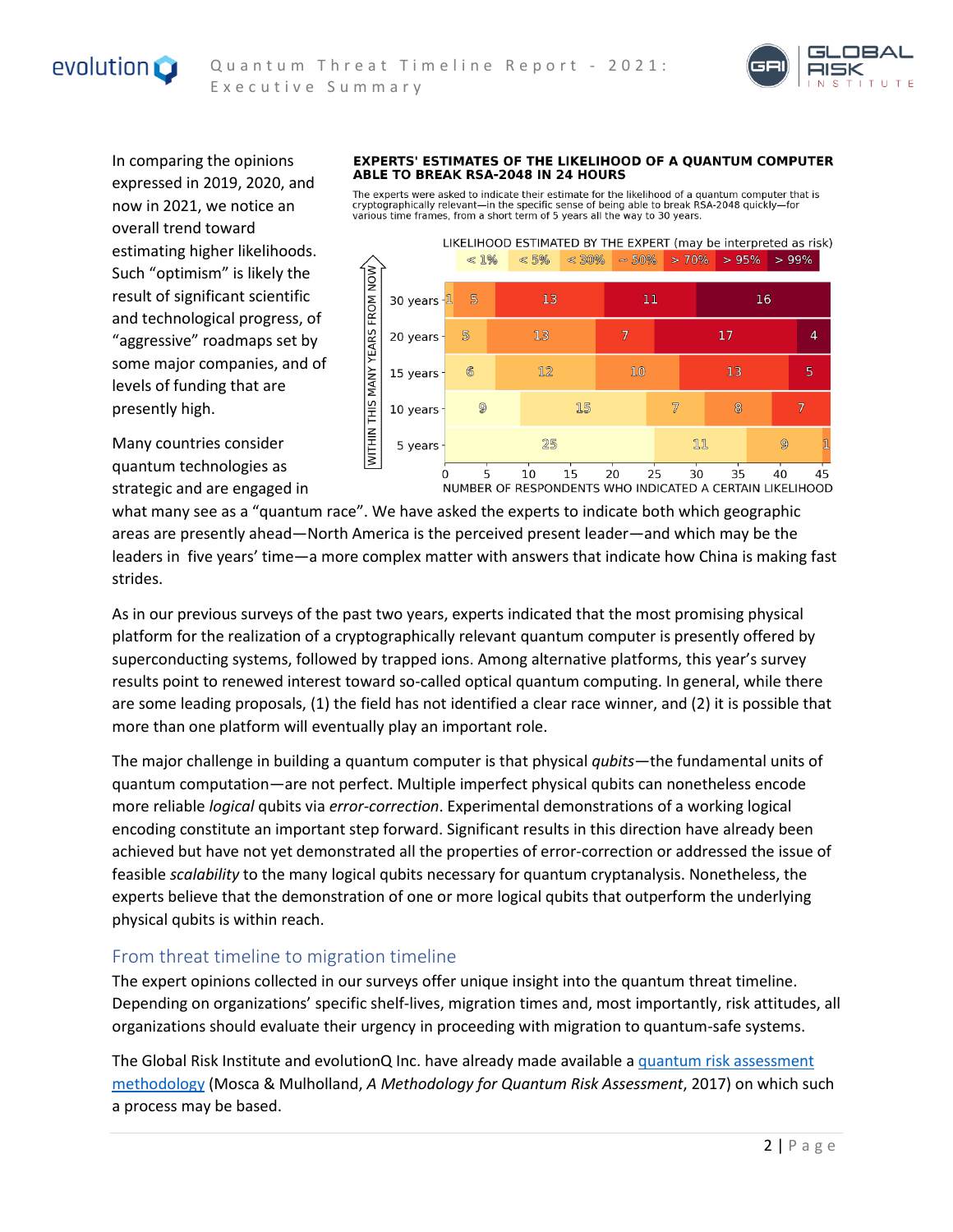In comparing the opinions expressed in 2019, 2020, and now in 2021, we notice an overall trend toward estimating higher likelihoods. Such "optimism" is likely the result of significant scientific and technological progress, of "aggressive" roadmaps set by some major companies, and of levels of funding that are presently high.

**EXPERTS' ESTIMATES OF THE LIKELIHOOD OF A QUANTUM COMPUTER ABLE TO BREAK RSA-2048 IN 24 HOURS**

The experts were asked to indicate their estimate for the likelihood of a quantum computer that is cryptographically relevant—in the specific sense of being able to break RSA-2048 quickly—for various time frames, from a short term of 5 years all the way to 30 years.

LIKELIHOOD ESTIMATED BY THE EXPERT (may be interpreted as risk)

< 1%, < 5%, < 30%, ~ 50%, > 70%, > 95%, > 99%

WITHIN THIS MANY YEARS FROM NOW

30 years: 1, 5, 13, 11, 16

20 years: 5, 13, 7, 17, 4

15 years: 6, 12, 10, 13, 5

10 years: 9, 15, 7, 8, 7

5 years: 25, 11, 9, 1

0, 5, 10, 15, 20, 25, 30, 35, 40, 45

NUMBER OF RESPONDENTS WHO INDICATED A CERTAIN LIKELIHOOD

Many countries consider quantum technologies as strategic and are engaged in what many see as a "quantum race". We have asked the experts to indicate both which geographic areas are presently ahead—North America is the perceived present leader—and which may be the leaders in five years' time—a more complex matter with answers that indicate how China is making fast strides.

As in our previous surveys of the past two years, experts indicated that the most promising physical platform for the realization of a cryptographically relevant quantum computer is presently offered by superconducting systems, followed by trapped ions. Among alternative platforms, this year's survey results point to renewed interest toward so-called optical quantum computing. In general, while there are some leading proposals, (1) the field has not identified a clear race winner, and (2) it is possible that more than one platform will eventually play an important role.

The major challenge in building a quantum computer is that physical *qubits*—the fundamental units of quantum computation—are not perfect. Multiple imperfect physical qubits can nonetheless encode more reliable *logical* qubits via *error-correction*. Experimental demonstrations of a working logical encoding constitute an important step forward. Significant results in this direction have already been achieved but have not yet demonstrated all the properties of error-correction or addressed the issue of feasible *scalability* to the many logical qubits necessary for quantum cryptanalysis. Nonetheless, the experts believe that the demonstration of one or more logical qubits that outperform the underlying physical qubits is within reach.

## From threat timeline to migration timeline

The expert opinions collected in our surveys offer unique insight into the quantum threat timeline. Depending on organizations' specific shelf-lives, migration times and, most importantly, risk attitudes, all organizations should evaluate their urgency in proceeding with migration to quantum-safe systems.

The Global Risk Institute and evolutionQ Inc. have already made available a [quantum risk assessment methodology](quantum risk assessment methodology) (Mosca & Mulholland, *A Methodology for Quantum Risk Assessment*, 2017) on which such a process may be based.